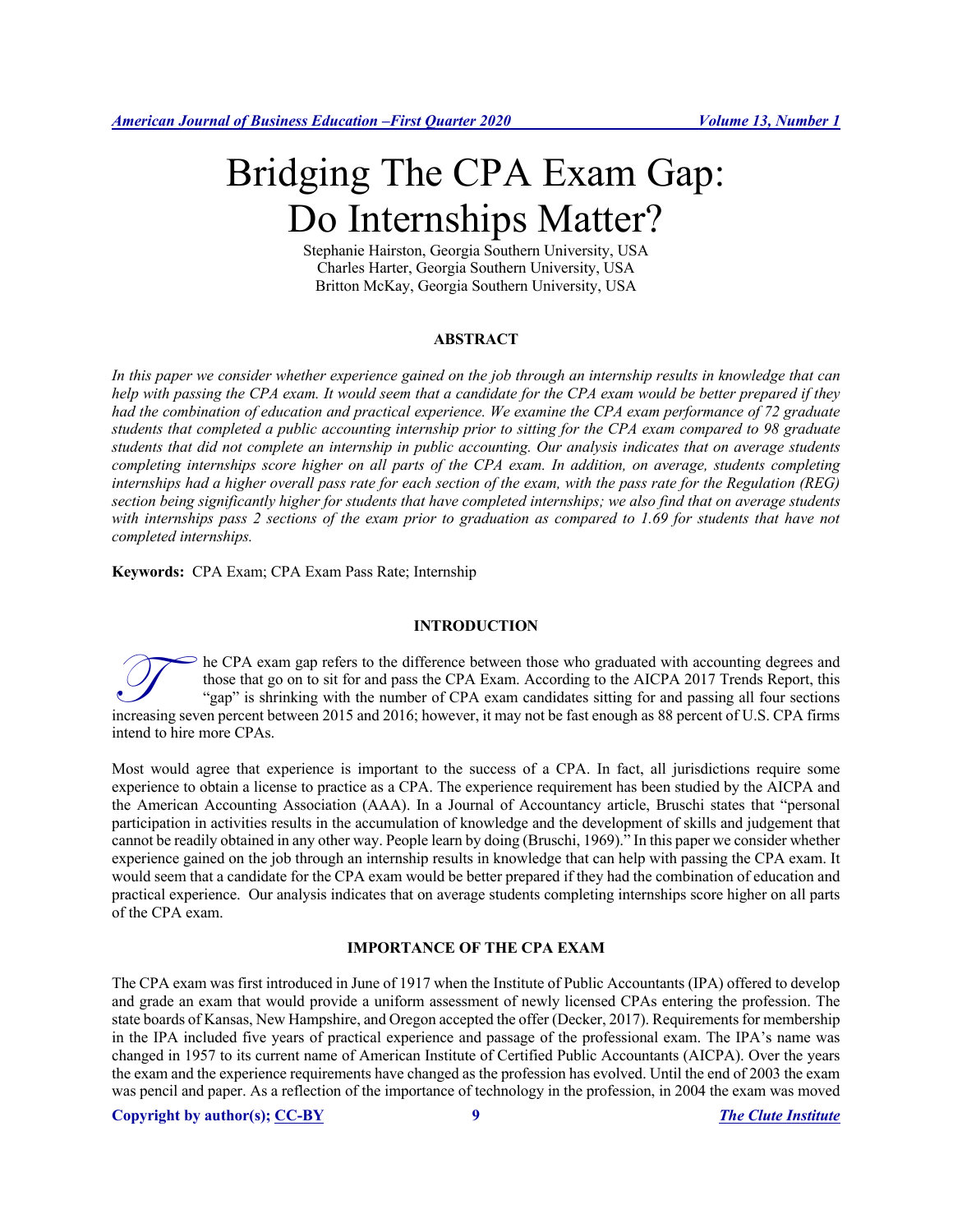# Bridging The CPA Exam Gap: Do Internships Matter?

Stephanie Hairston, Georgia Southern University, USA
Charles Harter, Georgia Southern University, USA
Britton McKay, Georgia Southern University, USA

## ABSTRACT

*In this paper we consider whether experience gained on the job through an internship results in knowledge that can help with passing the CPA exam. It would seem that a candidate for the CPA exam would be better prepared if they had the combination of education and practical experience. We examine the CPA exam performance of 72 graduate students that completed a public accounting internship prior to sitting for the CPA exam compared to 98 graduate students that did not complete an internship in public accounting. Our analysis indicates that on average students completing internships score higher on all parts of the CPA exam. In addition, on average, students completing internships had a higher overall pass rate for each section of the exam, with the pass rate for the Regulation (REG) section being significantly higher for students that have completed internships; we also find that on average students with internships pass 2 sections of the exam prior to graduation as compared to 1.69 for students that have not completed internships.*

**Keywords:** CPA Exam; CPA Exam Pass Rate; Internship

## INTRODUCTION

The CPA exam gap refers to the difference between those who graduated with accounting degrees and those that go on to sit for and pass the CPA Exam. According to the AICPA 2017 Trends Report, this "gap" is shrinking with the number of CPA exam candidates sitting for and passing all four sections increasing seven percent between 2015 and 2016; however, it may not be fast enough as 88 percent of U.S. CPA firms intend to hire more CPAs.

Most would agree that experience is important to the success of a CPA. In fact, all jurisdictions require some experience to obtain a license to practice as a CPA. The experience requirement has been studied by the AICPA and the American Accounting Association (AAA). In a Journal of Accountancy article, Bruschi states that "personal participation in activities results in the accumulation of knowledge and the development of skills and judgement that cannot be readily obtained in any other way. People learn by doing (Bruschi, 1969)." In this paper we consider whether experience gained on the job through an internship results in knowledge that can help with passing the CPA exam. It would seem that a candidate for the CPA exam would be better prepared if they had the combination of education and practical experience. Our analysis indicates that on average students completing internships score higher on all parts of the CPA exam.

## IMPORTANCE OF THE CPA EXAM

The CPA exam was first introduced in June of 1917 when the Institute of Public Accountants (IPA) offered to develop and grade an exam that would provide a uniform assessment of newly licensed CPAs entering the profession. The state boards of Kansas, New Hampshire, and Oregon accepted the offer (Decker, 2017). Requirements for membership in the IPA included five years of practical experience and passage of the professional exam. The IPA's name was changed in 1957 to its current name of American Institute of Certified Public Accountants (AICPA). Over the years the exam and the experience requirements have changed as the profession has evolved. Until the end of 2003 the exam was pencil and paper. As a reflection of the importance of technology in the profession, in 2004 the exam was moved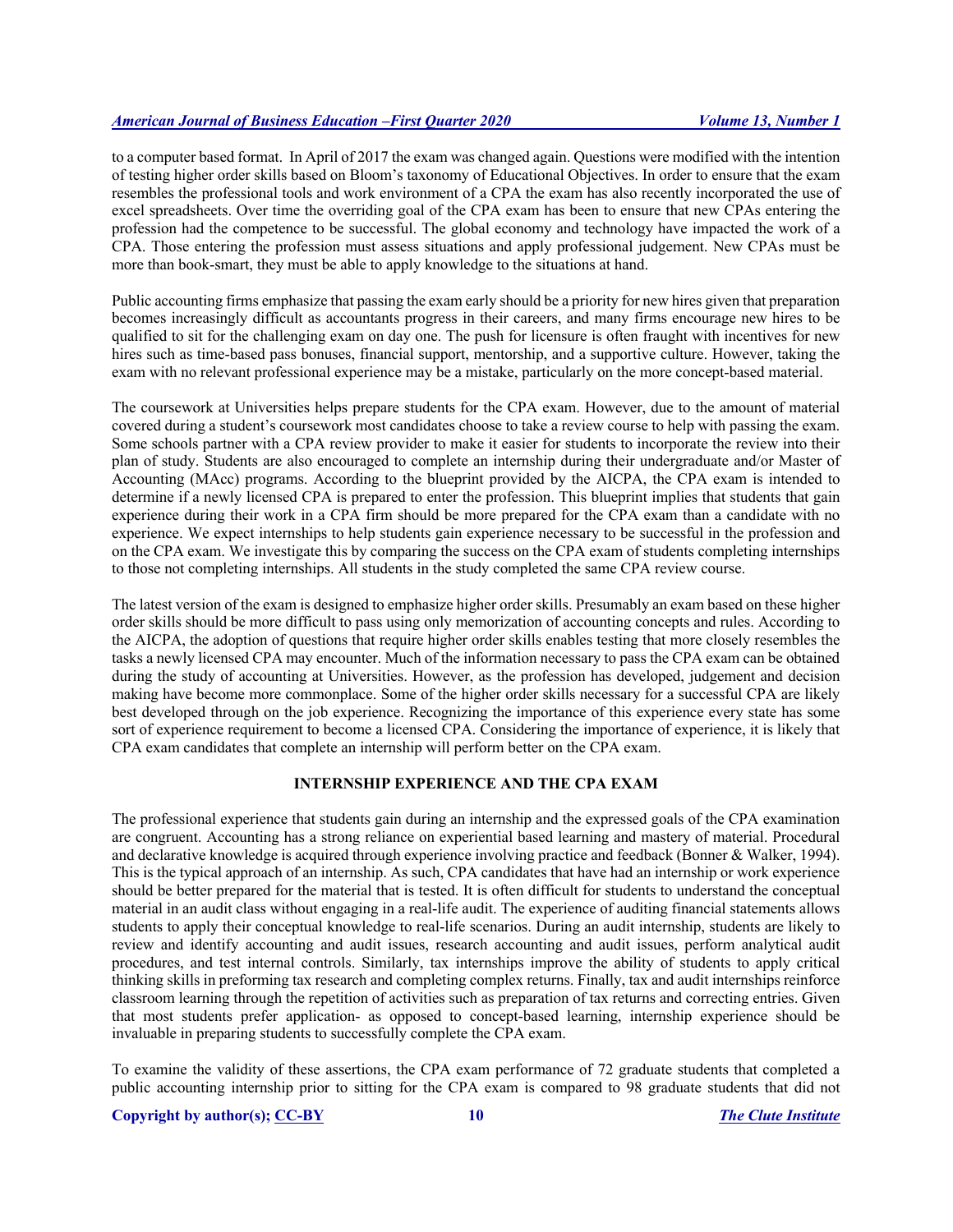to a computer based format. In April of 2017 the exam was changed again. Questions were modified with the intention of testing higher order skills based on Bloom's taxonomy of Educational Objectives. In order to ensure that the exam resembles the professional tools and work environment of a CPA the exam has also recently incorporated the use of excel spreadsheets. Over time the overriding goal of the CPA exam has been to ensure that new CPAs entering the profession had the competence to be successful. The global economy and technology have impacted the work of a CPA. Those entering the profession must assess situations and apply professional judgement. New CPAs must be more than book-smart, they must be able to apply knowledge to the situations at hand.

Public accounting firms emphasize that passing the exam early should be a priority for new hires given that preparation becomes increasingly difficult as accountants progress in their careers, and many firms encourage new hires to be qualified to sit for the challenging exam on day one. The push for licensure is often fraught with incentives for new hires such as time-based pass bonuses, financial support, mentorship, and a supportive culture. However, taking the exam with no relevant professional experience may be a mistake, particularly on the more concept-based material.

The coursework at Universities helps prepare students for the CPA exam. However, due to the amount of material covered during a student's coursework most candidates choose to take a review course to help with passing the exam. Some schools partner with a CPA review provider to make it easier for students to incorporate the review into their plan of study. Students are also encouraged to complete an internship during their undergraduate and/or Master of Accounting (MAcc) programs. According to the blueprint provided by the AICPA, the CPA exam is intended to determine if a newly licensed CPA is prepared to enter the profession. This blueprint implies that students that gain experience during their work in a CPA firm should be more prepared for the CPA exam than a candidate with no experience. We expect internships to help students gain experience necessary to be successful in the profession and on the CPA exam. We investigate this by comparing the success on the CPA exam of students completing internships to those not completing internships. All students in the study completed the same CPA review course.

The latest version of the exam is designed to emphasize higher order skills. Presumably an exam based on these higher order skills should be more difficult to pass using only memorization of accounting concepts and rules. According to the AICPA, the adoption of questions that require higher order skills enables testing that more closely resembles the tasks a newly licensed CPA may encounter. Much of the information necessary to pass the CPA exam can be obtained during the study of accounting at Universities. However, as the profession has developed, judgement and decision making have become more commonplace. Some of the higher order skills necessary for a successful CPA are likely best developed through on the job experience. Recognizing the importance of this experience every state has some sort of experience requirement to become a licensed CPA. Considering the importance of experience, it is likely that CPA exam candidates that complete an internship will perform better on the CPA exam.

## INTERNSHIP EXPERIENCE AND THE CPA EXAM

The professional experience that students gain during an internship and the expressed goals of the CPA examination are congruent. Accounting has a strong reliance on experiential based learning and mastery of material. Procedural and declarative knowledge is acquired through experience involving practice and feedback (Bonner & Walker, 1994). This is the typical approach of an internship. As such, CPA candidates that have had an internship or work experience should be better prepared for the material that is tested. It is often difficult for students to understand the conceptual material in an audit class without engaging in a real-life audit. The experience of auditing financial statements allows students to apply their conceptual knowledge to real-life scenarios. During an audit internship, students are likely to review and identify accounting and audit issues, research accounting and audit issues, perform analytical audit procedures, and test internal controls. Similarly, tax internships improve the ability of students to apply critical thinking skills in preforming tax research and completing complex returns. Finally, tax and audit internships reinforce classroom learning through the repetition of activities such as preparation of tax returns and correcting entries. Given that most students prefer application- as opposed to concept-based learning, internship experience should be invaluable in preparing students to successfully complete the CPA exam.

To examine the validity of these assertions, the CPA exam performance of 72 graduate students that completed a public accounting internship prior to sitting for the CPA exam is compared to 98 graduate students that did not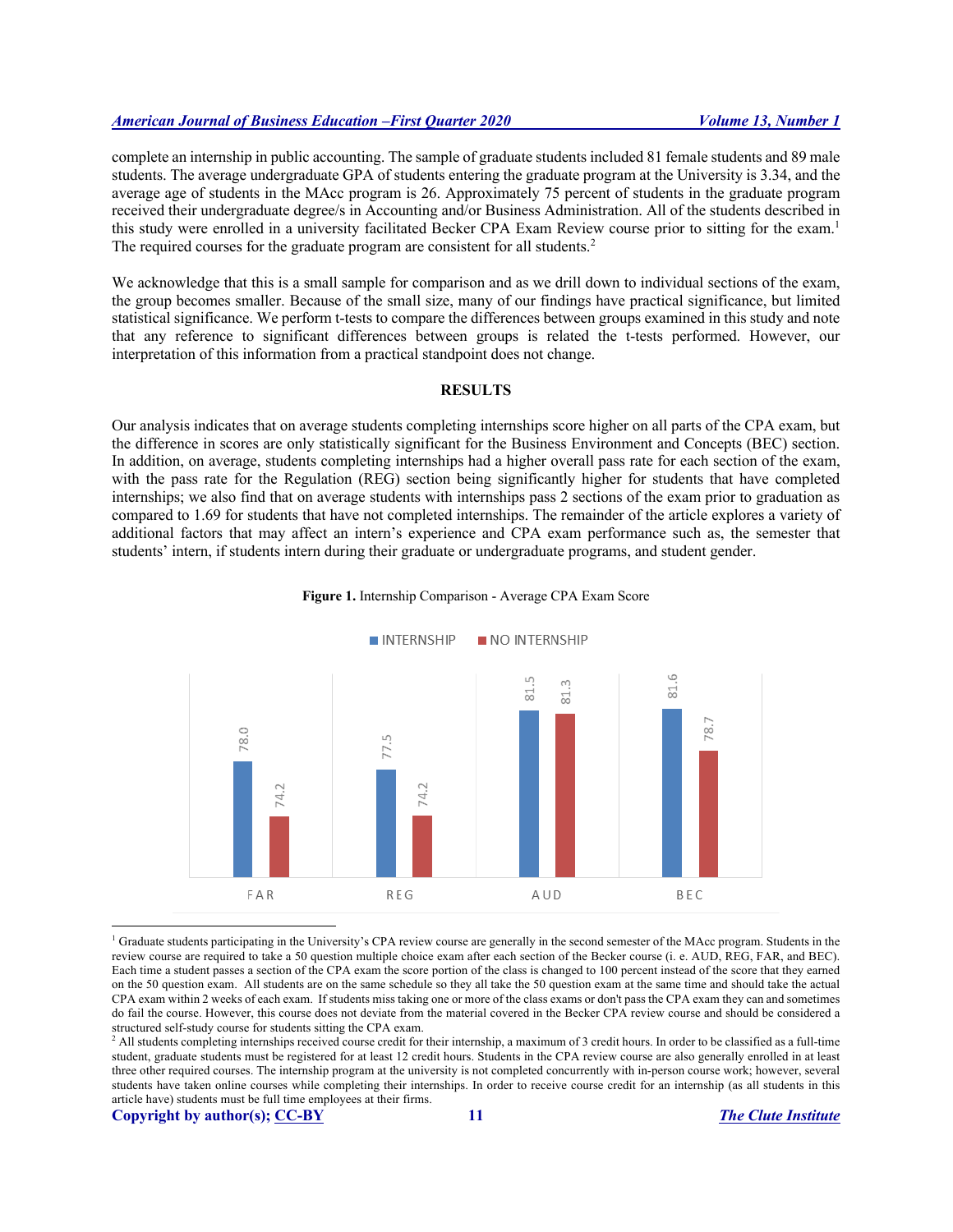complete an internship in public accounting. The sample of graduate students included 81 female students and 89 male students. The average undergraduate GPA of students entering the graduate program at the University is 3.34, and the average age of students in the MAcc program is 26. Approximately 75 percent of students in the graduate program received their undergraduate degree/s in Accounting and/or Business Administration. All of the students described in this study were enrolled in a university facilitated Becker CPA Exam Review course prior to sitting for the exam.[1] The required courses for the graduate program are consistent for all students.[2]

We acknowledge that this is a small sample for comparison and as we drill down to individual sections of the exam, the group becomes smaller. Because of the small size, many of our findings have practical significance, but limited statistical significance. We perform t-tests to compare the differences between groups examined in this study and note that any reference to significant differences between groups is related the t-tests performed. However, our interpretation of this information from a practical standpoint does not change.

## RESULTS

Our analysis indicates that on average students completing internships score higher on all parts of the CPA exam, but the difference in scores are only statistically significant for the Business Environment and Concepts (BEC) section. In addition, on average, students completing internships had a higher overall pass rate for each section of the exam, with the pass rate for the Regulation (REG) section being significantly higher for students that have completed internships; we also find that on average students with internships pass 2 sections of the exam prior to graduation as compared to 1.69 for students that have not completed internships. The remainder of the article explores a variety of additional factors that may affect an intern's experience and CPA exam performance such as, the semester that students' intern, if students intern during their graduate or undergraduate programs, and student gender.

**Figure 1.** Internship Comparison - Average CPA Exam Score

| | INTERNSHIP | NO INTERNSHIP |
|---|---|---|
| FAR | 78.0 | 74.2 |
| REG | 77.5 | 74.2 |
| AUD | 81.5 | 81.3 |
| BEC | 81.6 | 78.7 |

---

[1] Graduate students participating in the University's CPA review course are generally in the second semester of the MAcc program. Students in the review course are required to take a 50 question multiple choice exam after each section of the Becker course (i. e. AUD, REG, FAR, and BEC). Each time a student passes a section of the CPA exam the score portion of the class is changed to 100 percent instead of the score that they earned on the 50 question exam. All students are on the same schedule so they all take the 50 question exam at the same time and should take the actual CPA exam within 2 weeks of each exam. If students miss taking one or more of the class exams or don't pass the CPA exam they can and sometimes do fail the course. However, this course does not deviate from the material covered in the Becker CPA review course and should be considered a structured self-study course for students sitting the CPA exam.

[2] All students completing internships received course credit for their internship, a maximum of 3 credit hours. In order to be classified as a full-time student, graduate students must be registered for at least 12 credit hours. Students in the CPA review course are also generally enrolled in at least three other required courses. The internship program at the university is not completed concurrently with in-person course work; however, several students have taken online courses while completing their internships. In order to receive course credit for an internship (as all students in this article have) students must be full time employees at their firms.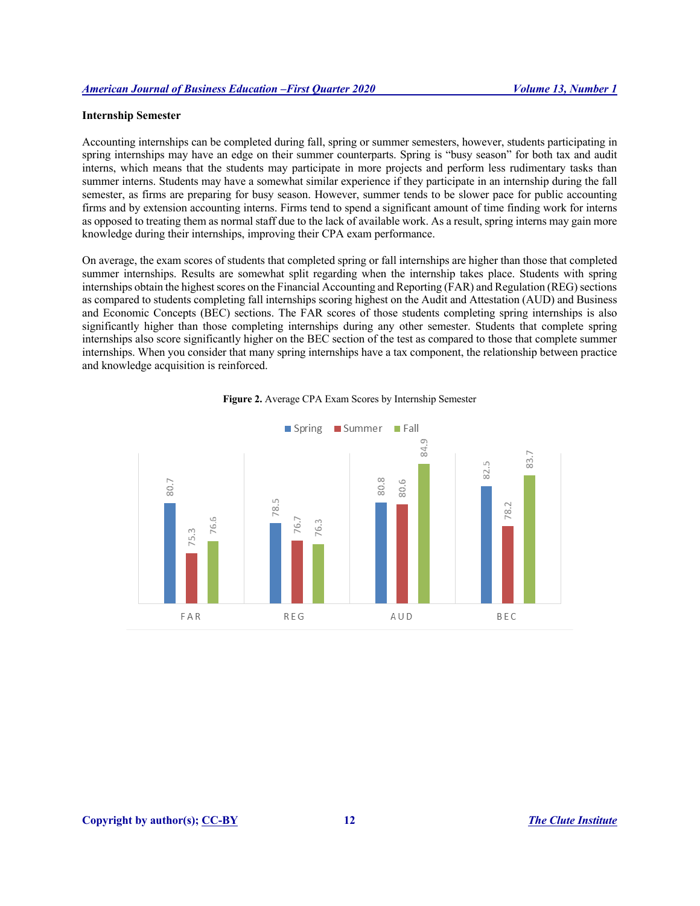**Internship Semester**

Accounting internships can be completed during fall, spring or summer semesters, however, students participating in spring internships may have an edge on their summer counterparts. Spring is "busy season" for both tax and audit interns, which means that the students may participate in more projects and perform less rudimentary tasks than summer interns. Students may have a somewhat similar experience if they participate in an internship during the fall semester, as firms are preparing for busy season. However, summer tends to be slower pace for public accounting firms and by extension accounting interns. Firms tend to spend a significant amount of time finding work for interns as opposed to treating them as normal staff due to the lack of available work. As a result, spring interns may gain more knowledge during their internships, improving their CPA exam performance.

On average, the exam scores of students that completed spring or fall internships are higher than those that completed summer internships. Results are somewhat split regarding when the internship takes place. Students with spring internships obtain the highest scores on the Financial Accounting and Reporting (FAR) and Regulation (REG) sections as compared to students completing fall internships scoring highest on the Audit and Attestation (AUD) and Business and Economic Concepts (BEC) sections. The FAR scores of those students completing spring internships is also significantly higher than those completing internships during any other semester. Students that complete spring internships also score significantly higher on the BEC section of the test as compared to those that complete summer internships. When you consider that many spring internships have a tax component, the relationship between practice and knowledge acquisition is reinforced.

**Figure 2.** Average CPA Exam Scores by Internship Semester

| | Spring | Summer | Fall |
|---|---|---|---|
| FAR | 80.7 | 75.3 | 76.6 |
| REG | 78.5 | 76.7 | 76.3 |
| AUD | 80.8 | 80.6 | 84.9 |
| BEC | 82.5 | 78.2 | 83.7 |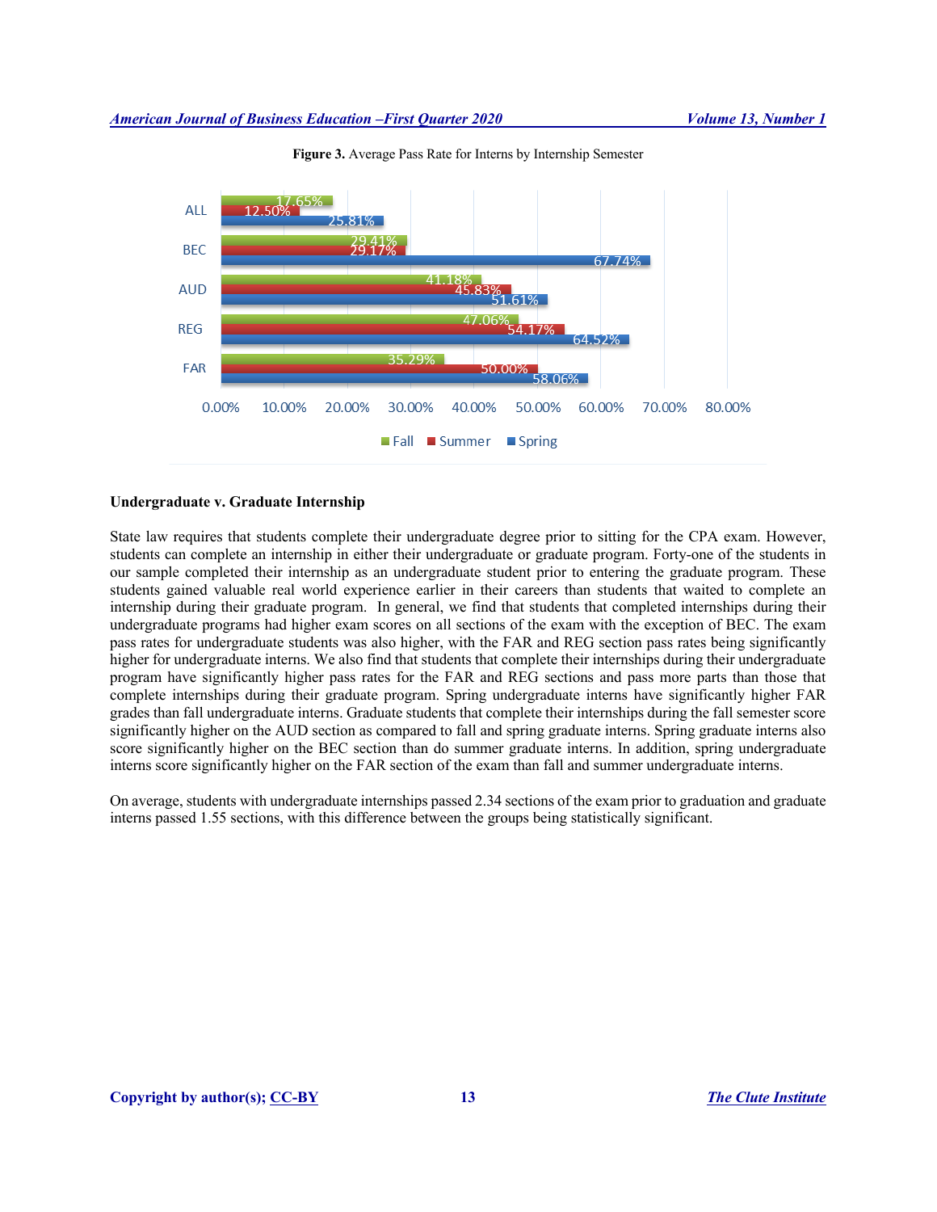**Figure 3.** Average Pass Rate for Interns by Internship Semester

| | Fall | Summer | Spring |
|---|---|---|---|
| ALL | 17.65% | 12.50% | 25.81% |
| BEC | 29.41% | 29.17% | 67.74% |
| AUD | 41.18% | 45.83% | 51.61% |
| REG | 47.06% | 54.17% | 64.52% |
| FAR | 35.29% | 50.00% | 58.06% |

### Undergraduate v. Graduate Internship

State law requires that students complete their undergraduate degree prior to sitting for the CPA exam. However, students can complete an internship in either their undergraduate or graduate program. Forty-one of the students in our sample completed their internship as an undergraduate student prior to entering the graduate program. These students gained valuable real world experience earlier in their careers than students that waited to complete an internship during their graduate program. In general, we find that students that completed internships during their undergraduate programs had higher exam scores on all sections of the exam with the exception of BEC. The exam pass rates for undergraduate students was also higher, with the FAR and REG section pass rates being significantly higher for undergraduate interns. We also find that students that complete their internships during their undergraduate program have significantly higher pass rates for the FAR and REG sections and pass more parts than those that complete internships during their graduate program. Spring undergraduate interns have significantly higher FAR grades than fall undergraduate interns. Graduate students that complete their internships during the fall semester score significantly higher on the AUD section as compared to fall and spring graduate interns. Spring graduate interns also score significantly higher on the BEC section than do summer graduate interns. In addition, spring undergraduate interns score significantly higher on the FAR section of the exam than fall and summer undergraduate interns.

On average, students with undergraduate internships passed 2.34 sections of the exam prior to graduation and graduate interns passed 1.55 sections, with this difference between the groups being statistically significant.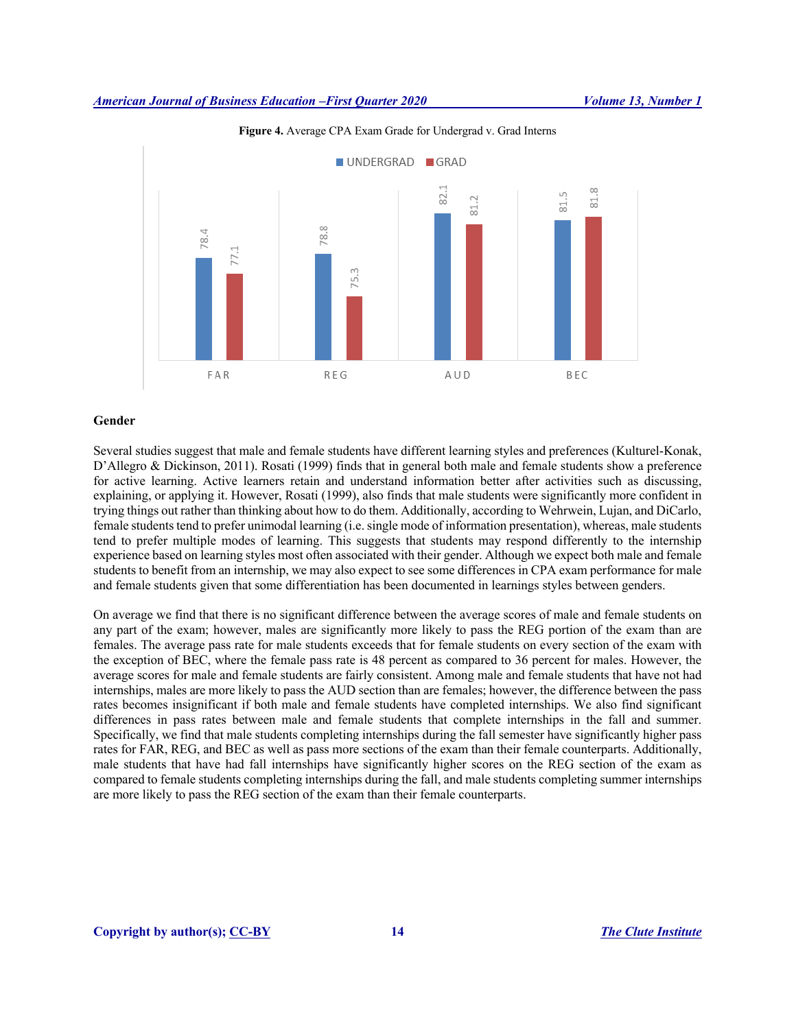**Figure 4.** Average CPA Exam Grade for Undergrad v. Grad Interns

| | UNDERGRAD | GRAD |
|---|---|---|
| FAR | 78.4 | 77.1 |
| REG | 78.8 | 75.3 |
| AUD | 82.1 | 81.2 |
| BEC | 81.5 | 81.8 |

## Gender

Several studies suggest that male and female students have different learning styles and preferences (Kulturel-Konak, D'Allegro & Dickinson, 2011). Rosati (1999) finds that in general both male and female students show a preference for active learning. Active learners retain and understand information better after activities such as discussing, explaining, or applying it. However, Rosati (1999), also finds that male students were significantly more confident in trying things out rather than thinking about how to do them. Additionally, according to Wehrwein, Lujan, and DiCarlo, female students tend to prefer unimodal learning (i.e. single mode of information presentation), whereas, male students tend to prefer multiple modes of learning. This suggests that students may respond differently to the internship experience based on learning styles most often associated with their gender. Although we expect both male and female students to benefit from an internship, we may also expect to see some differences in CPA exam performance for male and female students given that some differentiation has been documented in learnings styles between genders.

On average we find that there is no significant difference between the average scores of male and female students on any part of the exam; however, males are significantly more likely to pass the REG portion of the exam than are females. The average pass rate for male students exceeds that for female students on every section of the exam with the exception of BEC, where the female pass rate is 48 percent as compared to 36 percent for males. However, the average scores for male and female students are fairly consistent. Among male and female students that have not had internships, males are more likely to pass the AUD section than are females; however, the difference between the pass rates becomes insignificant if both male and female students have completed internships. We also find significant differences in pass rates between male and female students that complete internships in the fall and summer. Specifically, we find that male students completing internships during the fall semester have significantly higher pass rates for FAR, REG, and BEC as well as pass more sections of the exam than their female counterparts. Additionally, male students that have had fall internships have significantly higher scores on the REG section of the exam as compared to female students completing internships during the fall, and male students completing summer internships are more likely to pass the REG section of the exam than their female counterparts.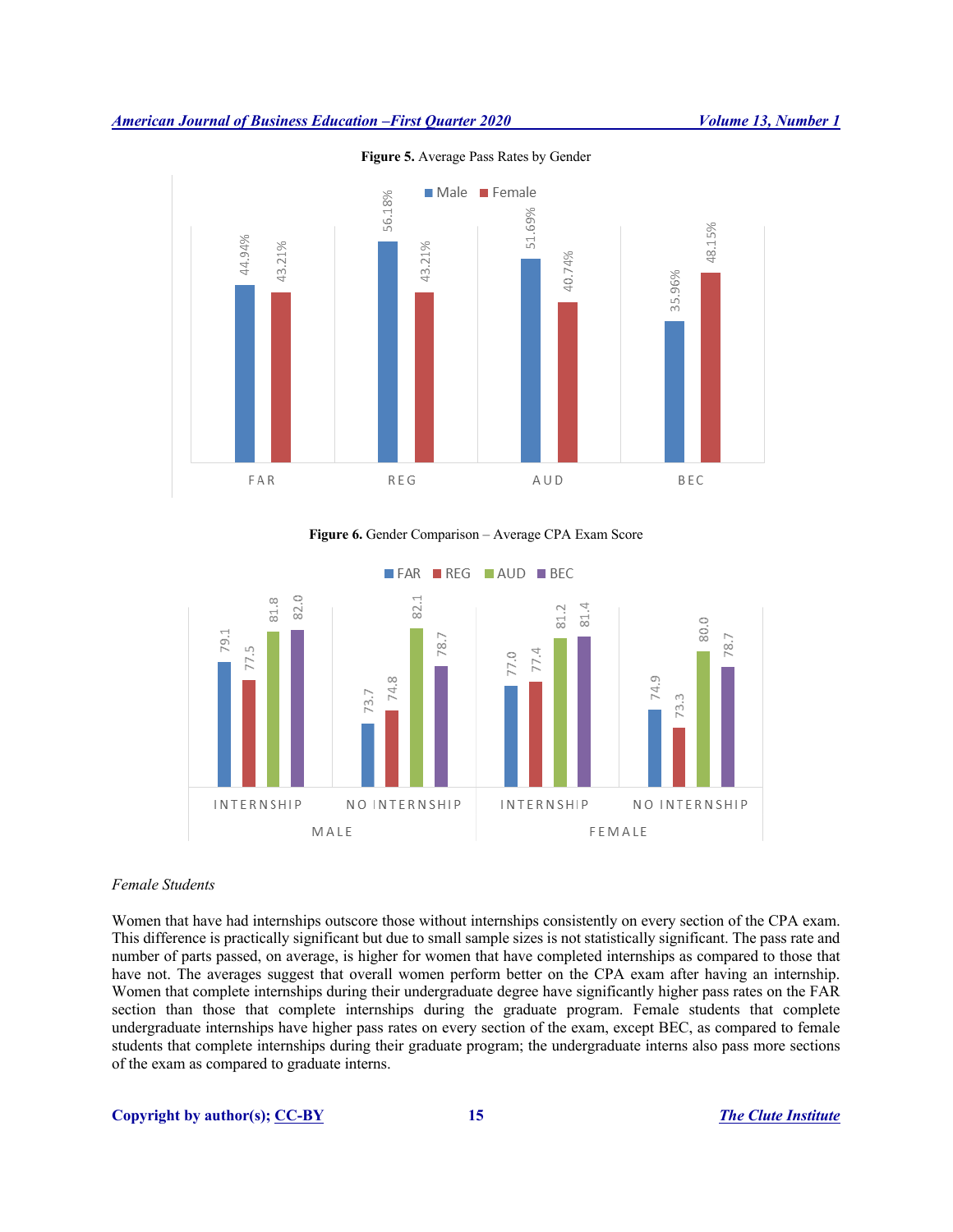**Figure 5.** Average Pass Rates by Gender

| | Male | Female |
|---|---|---|
| FAR | 44.94% | 43.21% |
| REG | 56.18% | 43.21% |
| AUD | 51.69% | 40.74% |
| BEC | 35.96% | 48.15% |

**Figure 6.** Gender Comparison – Average CPA Exam Score

| | | FAR | REG | AUD | BEC |
|---|---|---|---|---|---|
| MALE | INTERNSHIP | 79.1 | 77.5 | 81.8 | 82.0 |
| MALE | NO INTERNSHIP | 73.7 | 74.8 | 82.1 | 78.7 |
| FEMALE | INTERNSHIP | 77.0 | 77.4 | 81.2 | 81.4 |
| FEMALE | NO INTERNSHIP | 74.9 | 73.3 | 80.0 | 78.7 |

*Female Students*

Women that have had internships outscore those without internships consistently on every section of the CPA exam. This difference is practically significant but due to small sample sizes is not statistically significant. The pass rate and number of parts passed, on average, is higher for women that have completed internships as compared to those that have not. The averages suggest that overall women perform better on the CPA exam after having an internship. Women that complete internships during their undergraduate degree have significantly higher pass rates on the FAR section than those that complete internships during the graduate program. Female students that complete undergraduate internships have higher pass rates on every section of the exam, except BEC, as compared to female students that complete internships during their graduate program; the undergraduate interns also pass more sections of the exam as compared to graduate interns.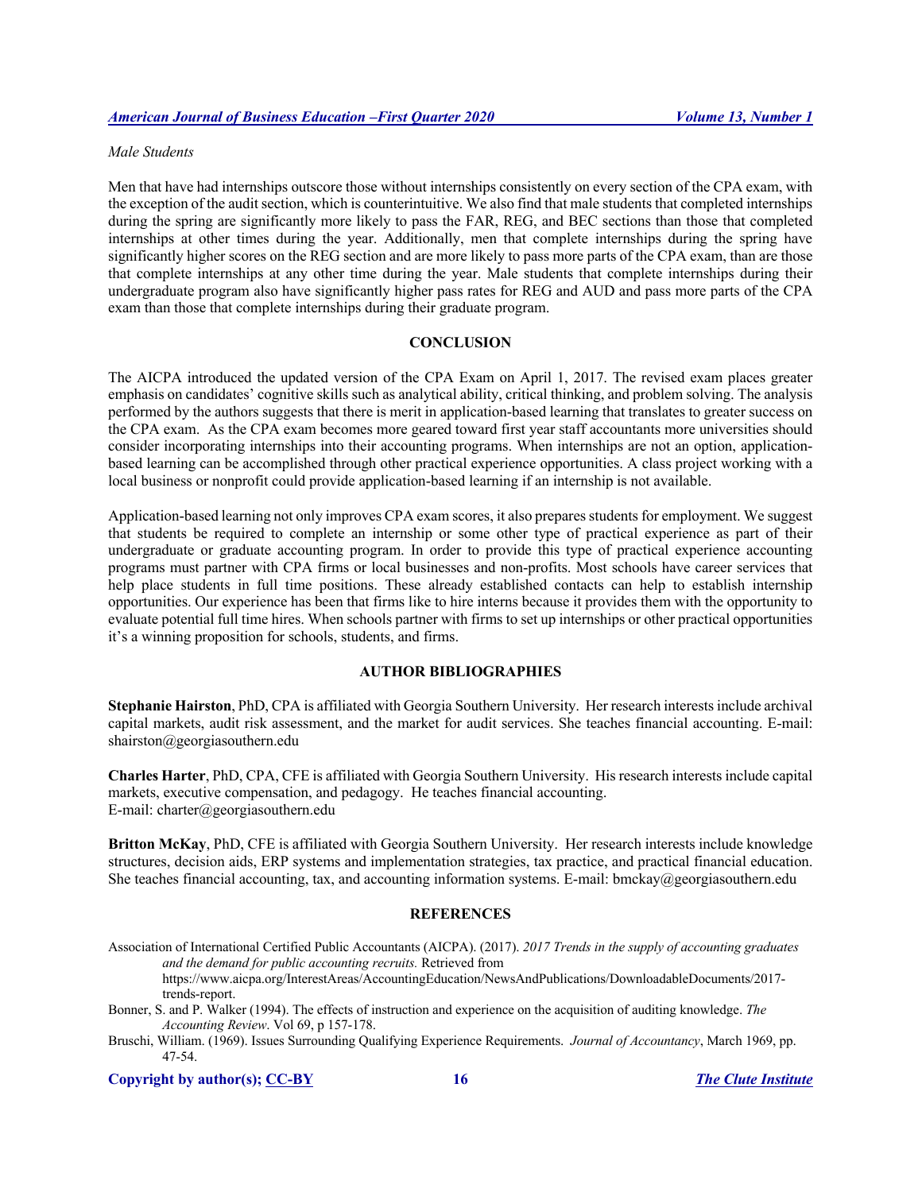*Male Students*

Men that have had internships outscore those without internships consistently on every section of the CPA exam, with the exception of the audit section, which is counterintuitive. We also find that male students that completed internships during the spring are significantly more likely to pass the FAR, REG, and BEC sections than those that completed internships at other times during the year. Additionally, men that complete internships during the spring have significantly higher scores on the REG section and are more likely to pass more parts of the CPA exam, than are those that complete internships at any other time during the year. Male students that complete internships during their undergraduate program also have significantly higher pass rates for REG and AUD and pass more parts of the CPA exam than those that complete internships during their graduate program.

## CONCLUSION

The AICPA introduced the updated version of the CPA Exam on April 1, 2017. The revised exam places greater emphasis on candidates' cognitive skills such as analytical ability, critical thinking, and problem solving. The analysis performed by the authors suggests that there is merit in application-based learning that translates to greater success on the CPA exam. As the CPA exam becomes more geared toward first year staff accountants more universities should consider incorporating internships into their accounting programs. When internships are not an option, application-based learning can be accomplished through other practical experience opportunities. A class project working with a local business or nonprofit could provide application-based learning if an internship is not available.

Application-based learning not only improves CPA exam scores, it also prepares students for employment. We suggest that students be required to complete an internship or some other type of practical experience as part of their undergraduate or graduate accounting program. In order to provide this type of practical experience accounting programs must partner with CPA firms or local businesses and non-profits. Most schools have career services that help place students in full time positions. These already established contacts can help to establish internship opportunities. Our experience has been that firms like to hire interns because it provides them with the opportunity to evaluate potential full time hires. When schools partner with firms to set up internships or other practical opportunities it's a winning proposition for schools, students, and firms.

## AUTHOR BIBLIOGRAPHIES

**Stephanie Hairston**, PhD, CPA is affiliated with Georgia Southern University. Her research interests include archival capital markets, audit risk assessment, and the market for audit services. She teaches financial accounting. E-mail: shairston@georgiasouthern.edu

**Charles Harter**, PhD, CPA, CFE is affiliated with Georgia Southern University. His research interests include capital markets, executive compensation, and pedagogy. He teaches financial accounting. E-mail: charter@georgiasouthern.edu

**Britton McKay**, PhD, CFE is affiliated with Georgia Southern University. Her research interests include knowledge structures, decision aids, ERP systems and implementation strategies, tax practice, and practical financial education. She teaches financial accounting, tax, and accounting information systems. E-mail: bmckay@georgiasouthern.edu

## REFERENCES

Association of International Certified Public Accountants (AICPA). (2017). *2017 Trends in the supply of accounting graduates and the demand for public accounting recruits.* Retrieved from https://www.aicpa.org/InterestAreas/AccountingEducation/NewsAndPublications/DownloadableDocuments/2017-trends-report.

Bonner, S. and P. Walker (1994). The effects of instruction and experience on the acquisition of auditing knowledge. *The Accounting Review*. Vol 69, p 157-178.

Bruschi, William. (1969). Issues Surrounding Qualifying Experience Requirements. *Journal of Accountancy*, March 1969, pp. 47-54.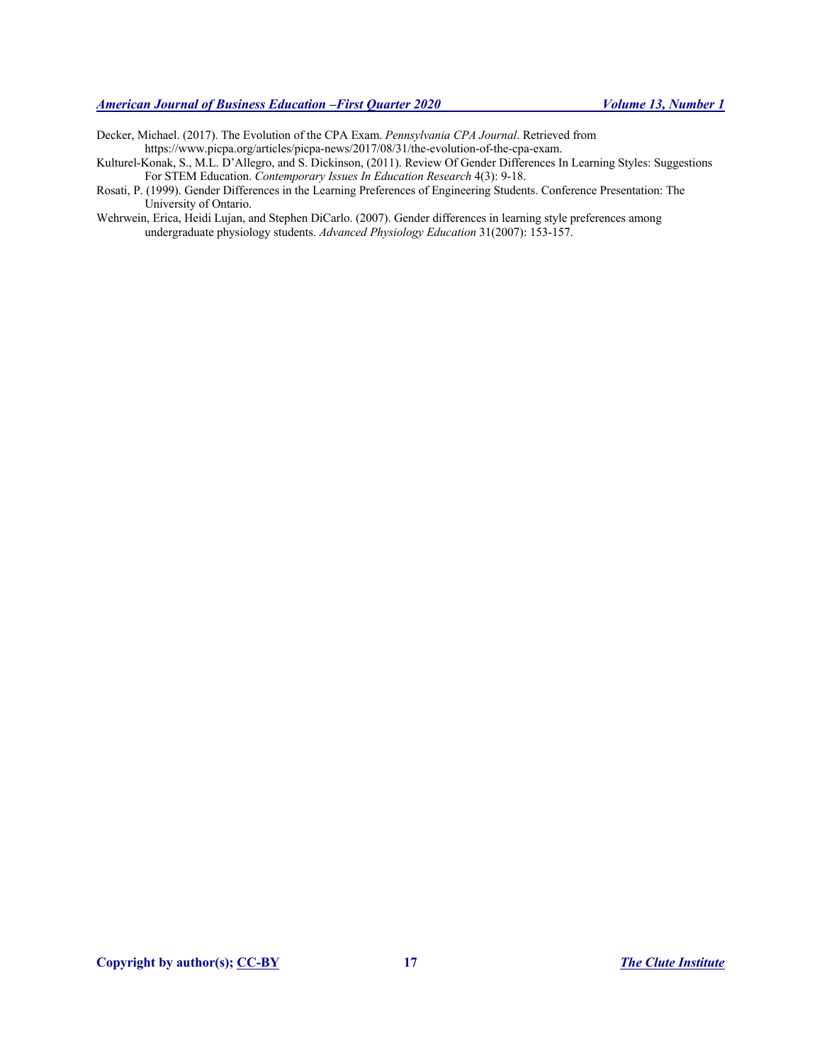Decker, Michael. (2017). The Evolution of the CPA Exam. *Pennsylvania CPA Journal*. Retrieved from https://www.picpa.org/articles/picpa-news/2017/08/31/the-evolution-of-the-cpa-exam.

Kulturel-Konak, S., M.L. D'Allegro, and S. Dickinson, (2011). Review Of Gender Differences In Learning Styles: Suggestions For STEM Education. *Contemporary Issues In Education Research* 4(3): 9-18.

Rosati, P. (1999). Gender Differences in the Learning Preferences of Engineering Students. Conference Presentation: The University of Ontario.

Wehrwein, Erica, Heidi Lujan, and Stephen DiCarlo. (2007). Gender differences in learning style preferences among undergraduate physiology students. *Advanced Physiology Education* 31(2007): 153-157.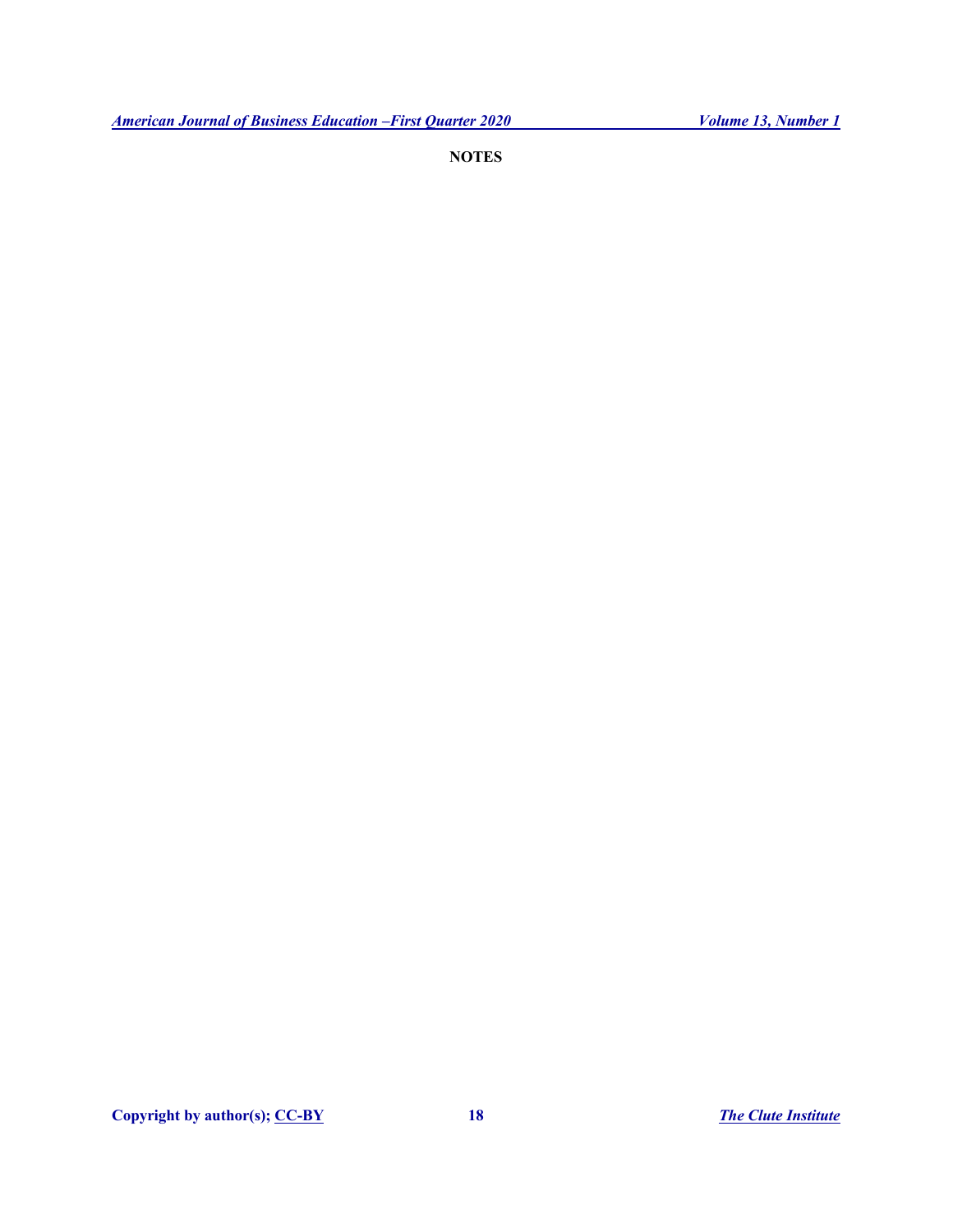**NOTES**